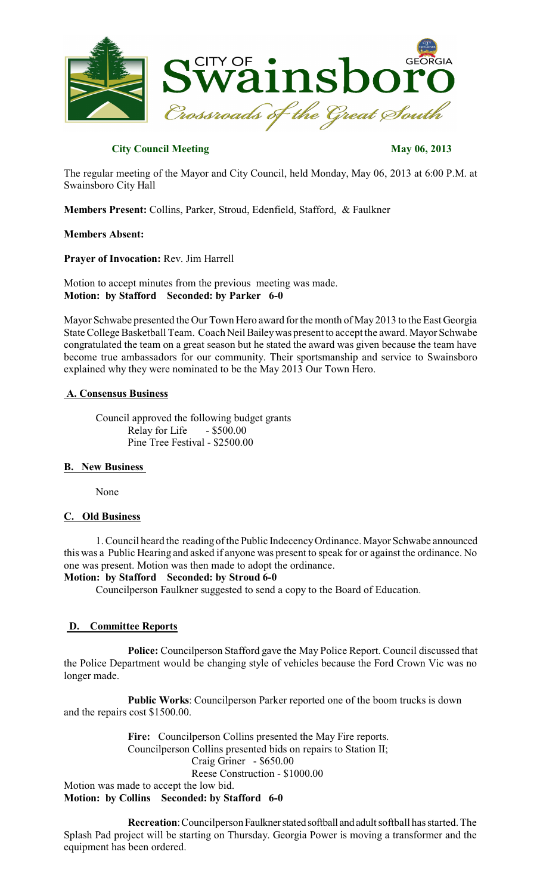# City of Swainsboro

*Crossroads of the Great South*

**City Council Meeting** **May 06, 2013**

The regular meeting of the Mayor and City Council, held Monday, May 06, 2013 at 6:00 P.M. at Swainsboro City Hall

**Members Present:** Collins, Parker, Stroud, Edenfield, Stafford, & Faulkner

**Members Absent:**

**Prayer of Invocation:** Rev. Jim Harrell

Motion to accept minutes from the previous meeting was made.
**Motion: by Stafford Seconded: by Parker 6-0**

Mayor Schwabe presented the Our Town Hero award for the month of May 2013 to the East Georgia State College Basketball Team. Coach Neil Bailey was present to accept the award. Mayor Schwabe congratulated the team on a great season but he stated the award was given because the team have become true ambassadors for our community. Their sportsmanship and service to Swainsboro explained why they were nominated to be the May 2013 Our Town Hero.

## A. Consensus Business

Council approved the following budget grants
Relay for Life - $500.00
Pine Tree Festival - $2500.00

## B. New Business

None

## C. Old Business

1. Council heard the reading of the Public Indecency Ordinance. Mayor Schwabe announced this was a Public Hearing and asked if anyone was present to speak for or against the ordinance. No one was present. Motion was then made to adopt the ordinance.

**Motion: by Stafford Seconded: by Stroud 6-0**

Councilperson Faulkner suggested to send a copy to the Board of Education.

## D. Committee Reports

**Police:** Councilperson Stafford gave the May Police Report. Council discussed that the Police Department would be changing style of vehicles because the Ford Crown Vic was no longer made.

**Public Works**: Councilperson Parker reported one of the boom trucks is down and the repairs cost $1500.00.

**Fire:** Councilperson Collins presented the May Fire reports.
Councilperson Collins presented bids on repairs to Station II;
Craig Griner - $650.00
Reese Construction - $1000.00

Motion was made to accept the low bid.
**Motion: by Collins Seconded: by Stafford 6-0**

**Recreation**: Councilperson Faulkner stated softball and adult softball has started. The Splash Pad project will be starting on Thursday. Georgia Power is moving a transformer and the equipment has been ordered.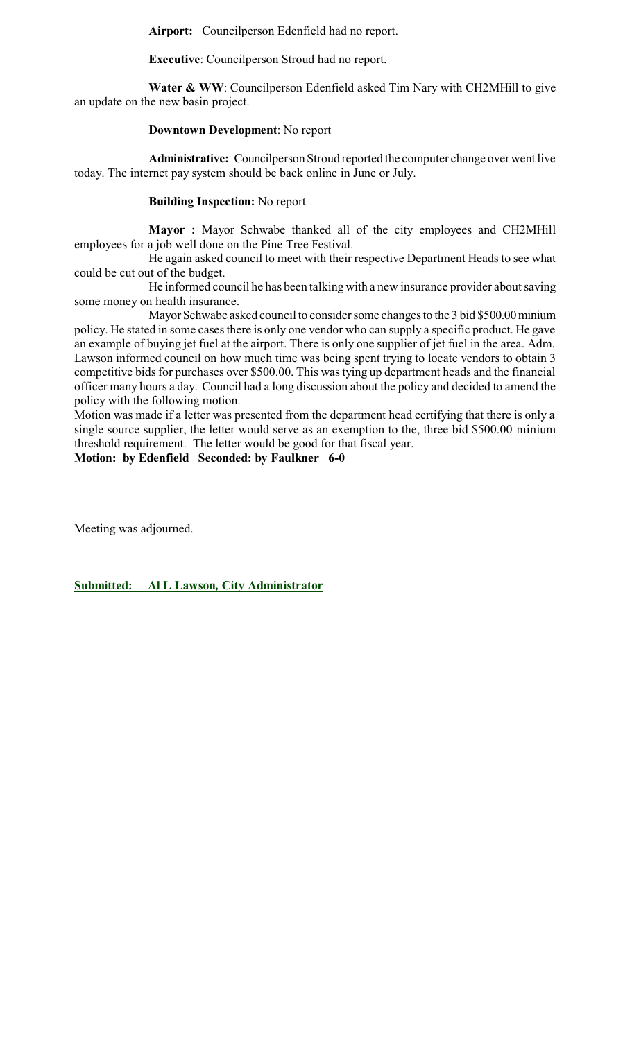**Airport:** Councilperson Edenfield had no report.

**Executive**: Councilperson Stroud had no report.

**Water & WW**: Councilperson Edenfield asked Tim Nary with CH2MHill to give an update on the new basin project.

**Downtown Development**: No report

**Administrative:** Councilperson Stroud reported the computer change over went live today. The internet pay system should be back online in June or July.

**Building Inspection:** No report

**Mayor :** Mayor Schwabe thanked all of the city employees and CH2MHill employees for a job well done on the Pine Tree Festival.

He again asked council to meet with their respective Department Heads to see what could be cut out of the budget.

He informed council he has been talking with a new insurance provider about saving some money on health insurance.

Mayor Schwabe asked council to consider some changes to the 3 bid $500.00 minium policy. He stated in some cases there is only one vendor who can supply a specific product. He gave an example of buying jet fuel at the airport. There is only one supplier of jet fuel in the area. Adm. Lawson informed council on how much time was being spent trying to locate vendors to obtain 3 competitive bids for purchases over $500.00. This was tying up department heads and the financial officer many hours a day. Council had a long discussion about the policy and decided to amend the policy with the following motion.

Motion was made if a letter was presented from the department head certifying that there is only a single source supplier, the letter would serve as an exemption to the, three bid $500.00 minium threshold requirement. The letter would be good for that fiscal year.

**Motion: by Edenfield Seconded: by Faulkner 6-0**

Meeting was adjourned.

**Submitted: Al L Lawson, City Administrator**